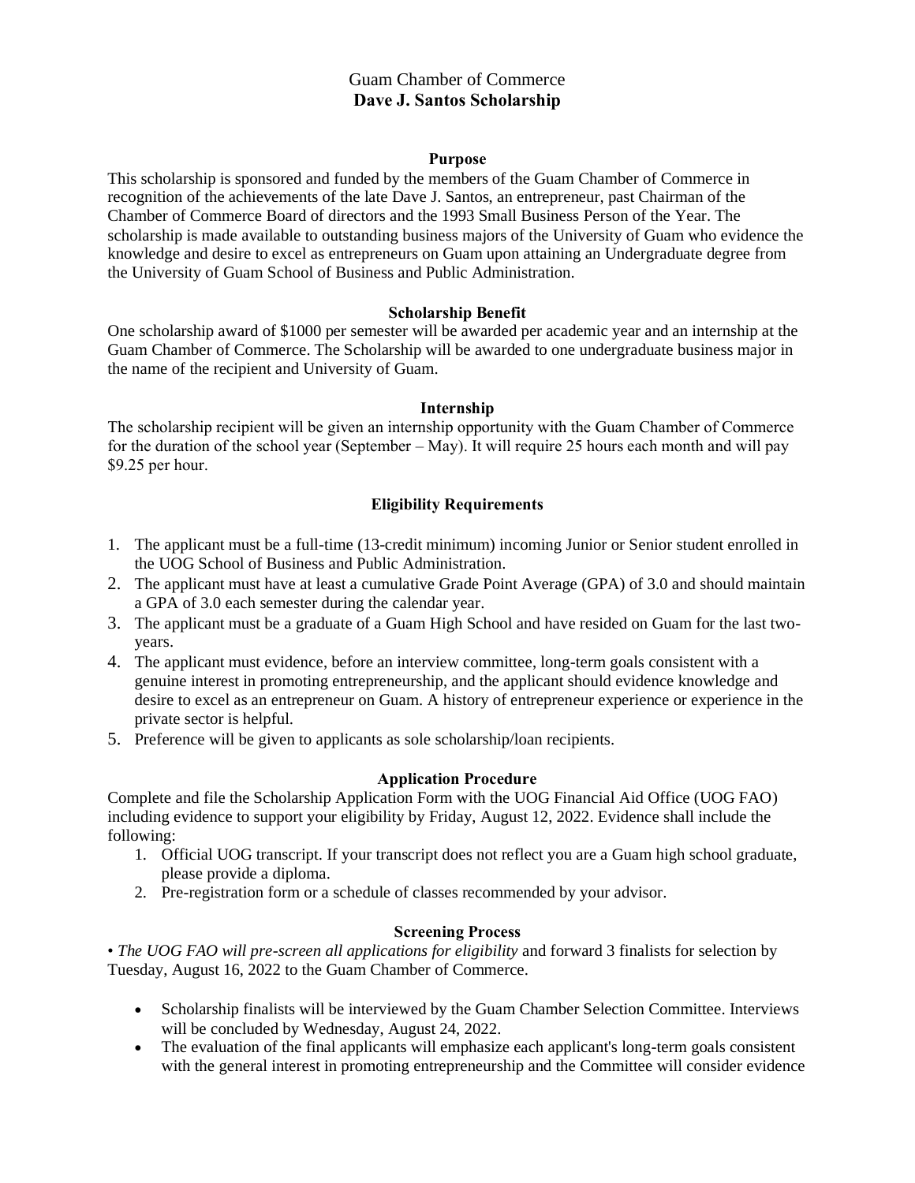# Guam Chamber of Commerce
# **Dave J. Santos Scholarship**

### Purpose

This scholarship is sponsored and funded by the members of the Guam Chamber of Commerce in recognition of the achievements of the late Dave J. Santos, an entrepreneur, past Chairman of the Chamber of Commerce Board of directors and the 1993 Small Business Person of the Year. The scholarship is made available to outstanding business majors of the University of Guam who evidence the knowledge and desire to excel as entrepreneurs on Guam upon attaining an Undergraduate degree from the University of Guam School of Business and Public Administration.

### Scholarship Benefit

One scholarship award of $1000 per semester will be awarded per academic year and an internship at the Guam Chamber of Commerce. The Scholarship will be awarded to one undergraduate business major in the name of the recipient and University of Guam.

### Internship

The scholarship recipient will be given an internship opportunity with the Guam Chamber of Commerce for the duration of the school year (September – May). It will require 25 hours each month and will pay $9.25 per hour.

### Eligibility Requirements

1. The applicant must be a full-time (13-credit minimum) incoming Junior or Senior student enrolled in the UOG School of Business and Public Administration.
2. The applicant must have at least a cumulative Grade Point Average (GPA) of 3.0 and should maintain a GPA of 3.0 each semester during the calendar year.
3. The applicant must be a graduate of a Guam High School and have resided on Guam for the last two-years.
4. The applicant must evidence, before an interview committee, long-term goals consistent with a genuine interest in promoting entrepreneurship, and the applicant should evidence knowledge and desire to excel as an entrepreneur on Guam. A history of entrepreneur experience or experience in the private sector is helpful.
5. Preference will be given to applicants as sole scholarship/loan recipients.

### Application Procedure

Complete and file the Scholarship Application Form with the UOG Financial Aid Office (UOG FAO) including evidence to support your eligibility by Friday, August 12, 2022. Evidence shall include the following:

1. Official UOG transcript. If your transcript does not reflect you are a Guam high school graduate, please provide a diploma.
2. Pre-registration form or a schedule of classes recommended by your advisor.

### Screening Process

• *The UOG FAO will pre-screen all applications for eligibility* and forward 3 finalists for selection by Tuesday, August 16, 2022 to the Guam Chamber of Commerce.

- Scholarship finalists will be interviewed by the Guam Chamber Selection Committee. Interviews will be concluded by Wednesday, August 24, 2022.
- The evaluation of the final applicants will emphasize each applicant's long-term goals consistent with the general interest in promoting entrepreneurship and the Committee will consider evidence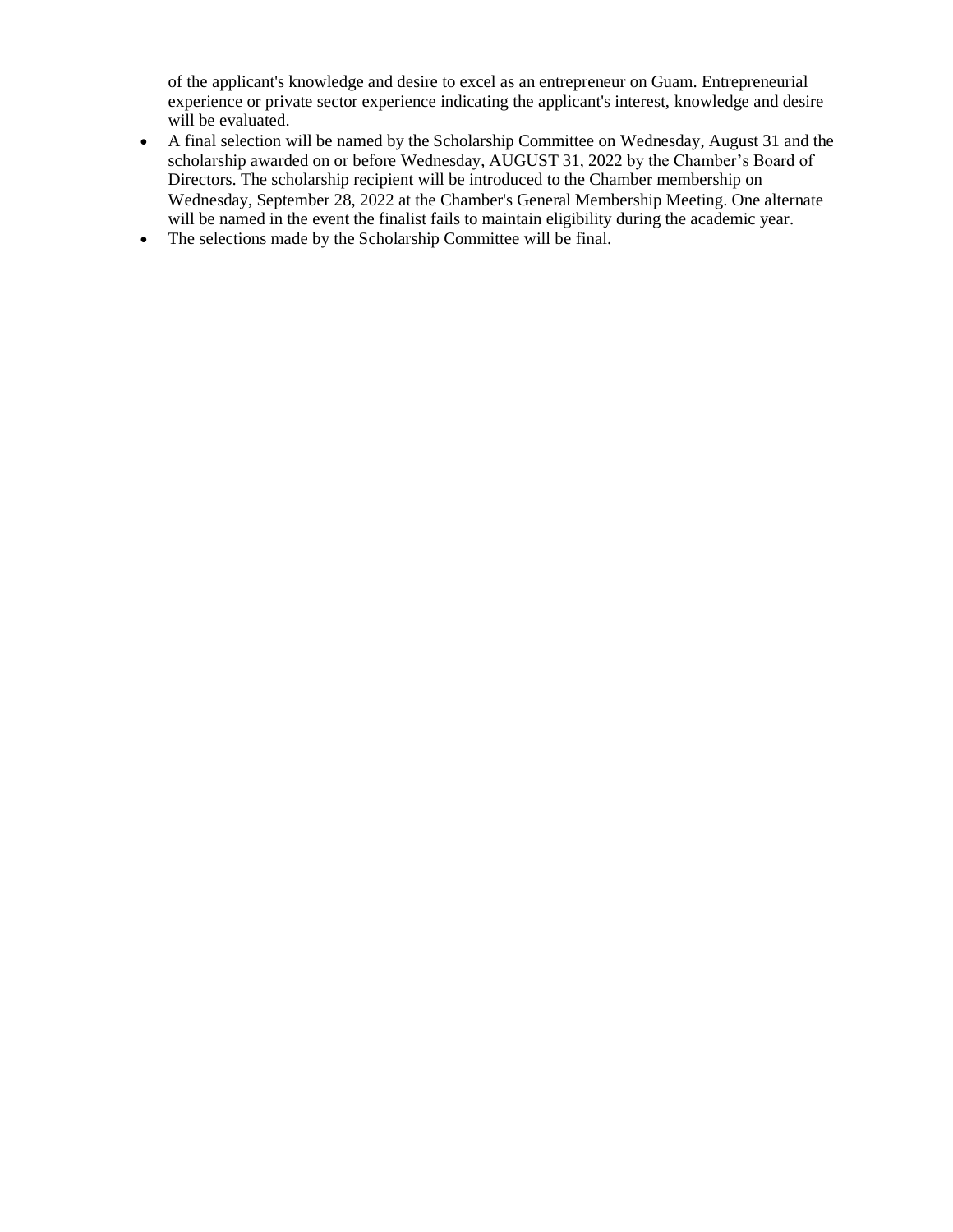of the applicant's knowledge and desire to excel as an entrepreneur on Guam. Entrepreneurial experience or private sector experience indicating the applicant's interest, knowledge and desire will be evaluated.

- A final selection will be named by the Scholarship Committee on Wednesday, August 31 and the scholarship awarded on or before Wednesday, AUGUST 31, 2022 by the Chamber's Board of Directors. The scholarship recipient will be introduced to the Chamber membership on Wednesday, September 28, 2022 at the Chamber's General Membership Meeting. One alternate will be named in the event the finalist fails to maintain eligibility during the academic year.
- The selections made by the Scholarship Committee will be final.